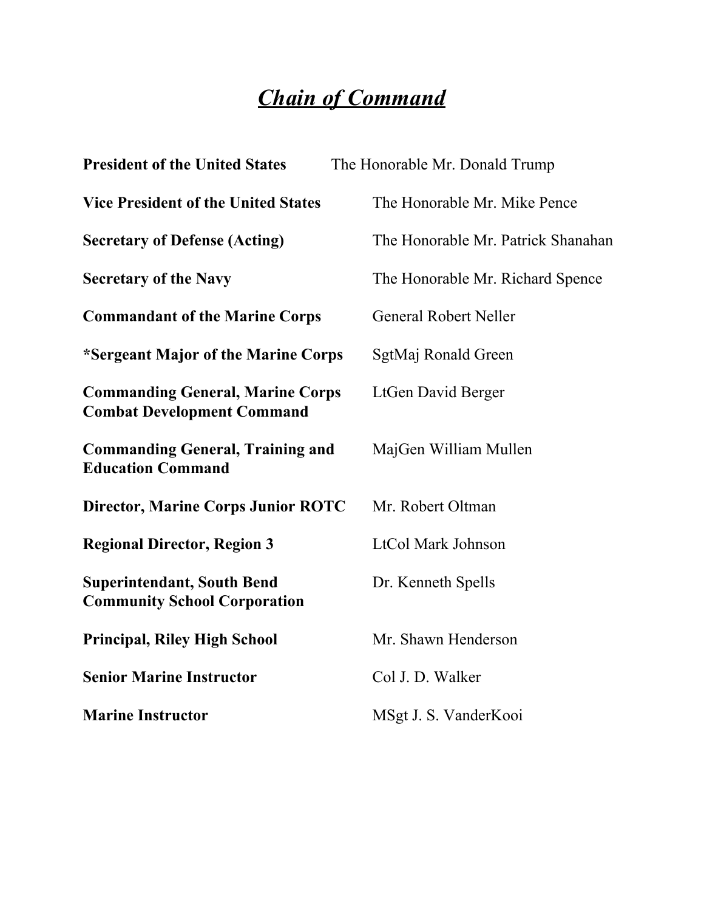# ***Chain of Command***

| | |
|---|---|
| **President of the United States** | The Honorable Mr. Donald Trump |
| **Vice President of the United States** | The Honorable Mr. Mike Pence |
| **Secretary of Defense (Acting)** | The Honorable Mr. Patrick Shanahan |
| **Secretary of the Navy** | The Honorable Mr. Richard Spence |
| **Commandant of the Marine Corps** | General Robert Neller |
| ***Sergeant Major of the Marine Corps** | SgtMaj Ronald Green |
| **Commanding General, Marine Corps Combat Development Command** | LtGen David Berger |
| **Commanding General, Training and Education Command** | MajGen William Mullen |
| **Director, Marine Corps Junior ROTC** | Mr. Robert Oltman |
| **Regional Director, Region 3** | LtCol Mark Johnson |
| **Superintendant, South Bend Community School Corporation** | Dr. Kenneth Spells |
| **Principal, Riley High School** | Mr. Shawn Henderson |
| **Senior Marine Instructor** | Col J. D. Walker |
| **Marine Instructor** | MSgt J. S. VanderKooi |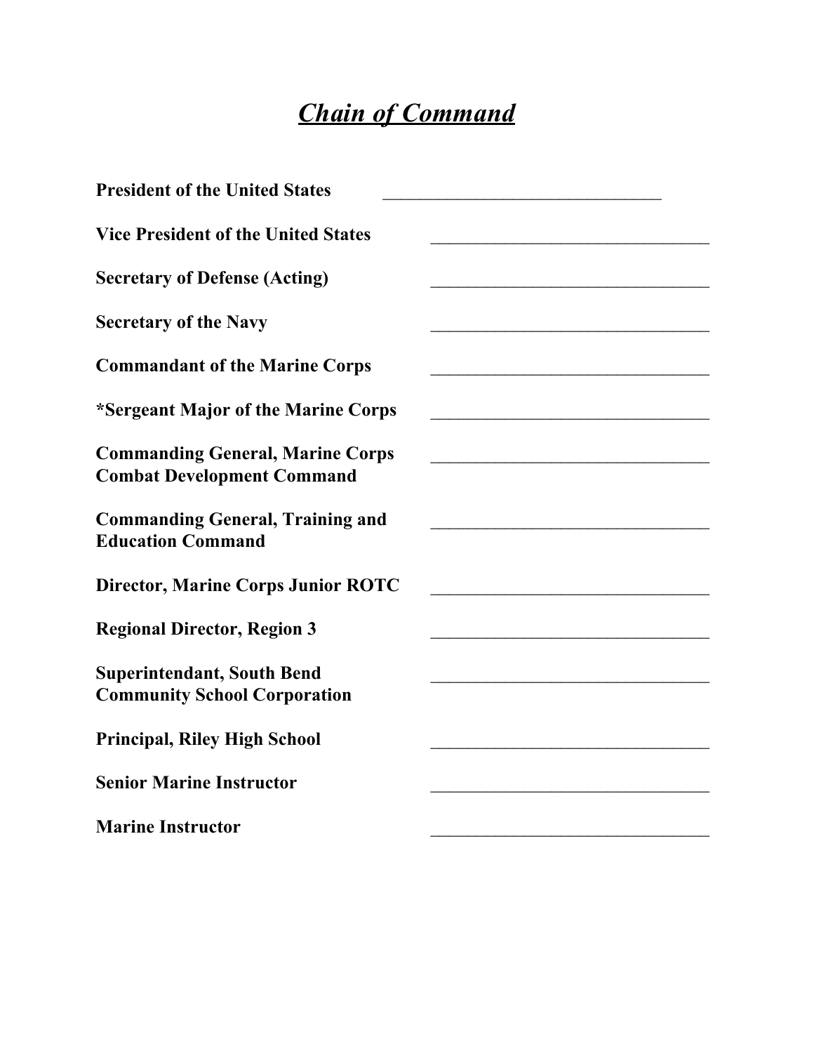# ***Chain of Command***

**President of the United States** _______________________________

**Vice President of the United States** _______________________________

**Secretary of Defense (Acting)** _______________________________

**Secretary of the Navy** _______________________________

**Commandant of the Marine Corps** _______________________________

**\*Sergeant Major of the Marine Corps** _______________________________

**Commanding General, Marine Corps Combat Development Command** _______________________________

**Commanding General, Training and Education Command** _______________________________

**Director, Marine Corps Junior ROTC** _______________________________

**Regional Director, Region 3** _______________________________

**Superintendant, South Bend Community School Corporation** _______________________________

**Principal, Riley High School** _______________________________

**Senior Marine Instructor** _______________________________

**Marine Instructor** _______________________________